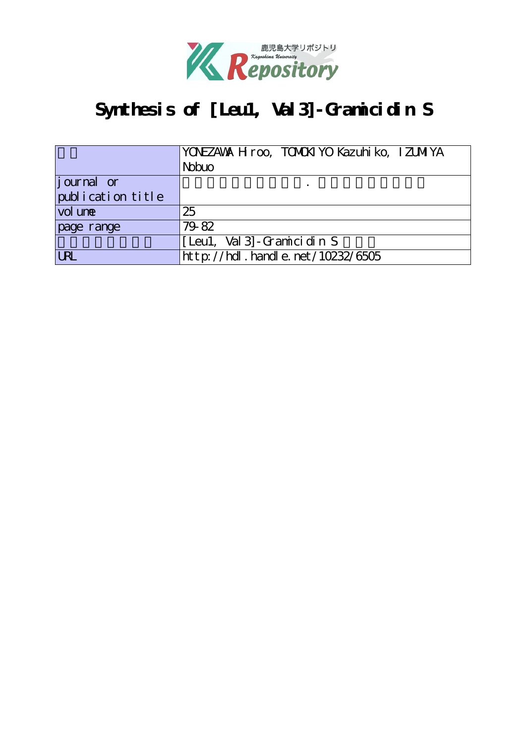# Synthesis of [Leu1, Val3]-Gramicidin S

| | |
|---|---|
| 著者 | YONEZAWA Hiroo, TOMOKIYO Kazuhiko, IZUMIYA Nobuo |
| journal or publication title | 鹿児島大学理学部紀要．数学・物理学・化学 |
| volume | 25 |
| page range | 79-82 |
| 別言語のタイトル | [Leu1, Val3]-Gramicidin Sの合成 |
| URL | http://hdl.handle.net/10232/6505 |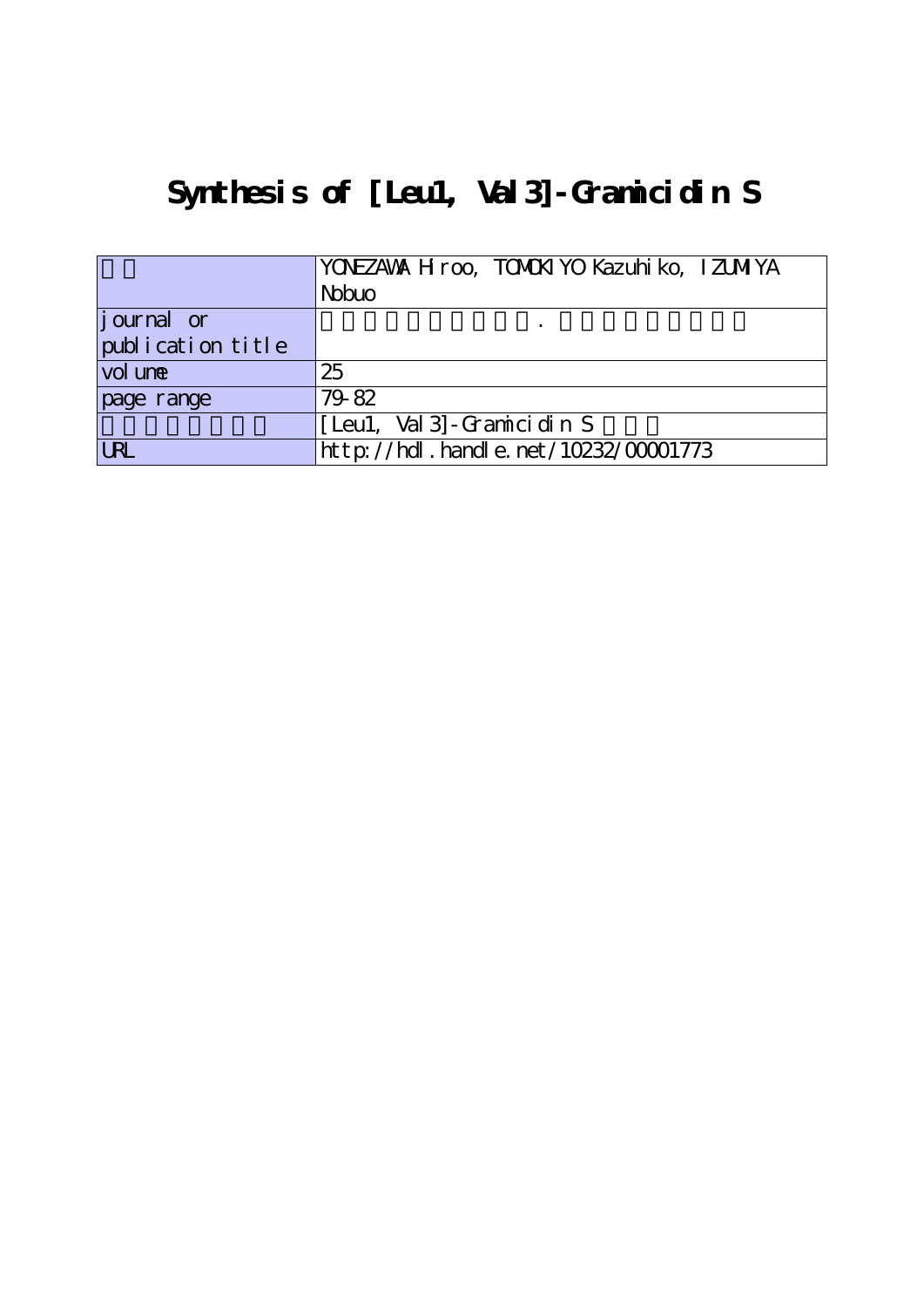# Synthesis of [Leu1, Val3]-Gramicidin S

| | |
|---|---|
| 著者 | YONEZAWA Hiroo, TOMOKIYO Kazuhiko, IZUMIYA Nobuo |
| journal or publication title | |
| volume | 25 |
| page range | 79-82 |
| | [Leu1, Val3]-Gramicidin S |
| URL | http://hdl.handle.net/10232/00001773 |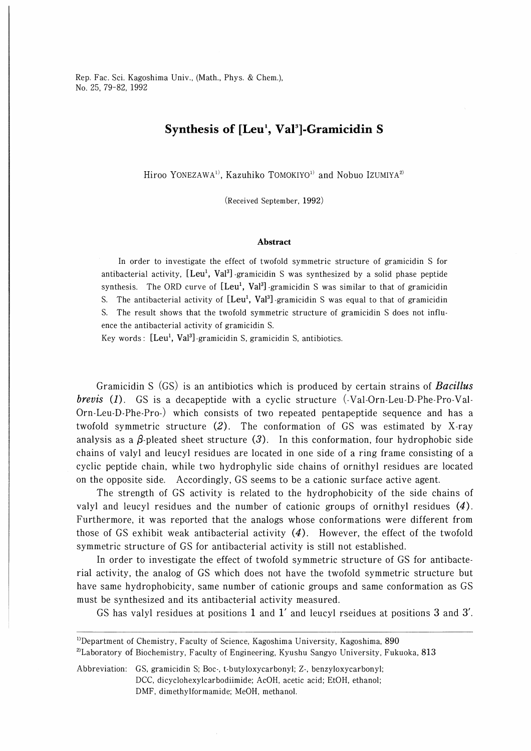# Synthesis of [Leu[1], Val[3]]-Gramicidin S

Hiroo YONEZAWA[1)], Kazuhiko TOMOKIYO[1)] and Nobuo IZUMIYA[2)]

(Received September, 1992)

### Abstract

In order to investigate the effect of twofold symmetric structure of gramicidin S for antibacterial activity, [Leu[1], Val[3]]-gramicidin S was synthesized by a solid phase peptide synthesis. The ORD curve of [Leu[1], Val[3]]-gramicidin S was similar to that of gramicidin S. The antibacterial activity of [Leu[1], Val[3]]-gramicidin S was equal to that of gramicidin S. The result shows that the twofold symmetric structure of gramicidin S does not influence the antibacterial activity of gramicidin S.

Key words: [Leu[1], Val[3]]-gramicidin S, gramicidin S, antibiotics.

Gramicidin S (GS) is an antibiotics which is produced by certain strains of ***Bacillus brevis*** (*1*). GS is a decapeptide with a cyclic structure (-Val-Orn-Leu-D-Phe-Pro-Val-Orn-Leu-D-Phe-Pro-) which consists of two repeated pentapeptide sequence and has a twofold symmetric structure (*2*). The conformation of GS was estimated by X-ray analysis as a $\beta$-pleated sheet structure (*3*). In this conformation, four hydrophobic side chains of valyl and leucyl residues are located in one side of a ring frame consisting of a cyclic peptide chain, while two hydrophylic side chains of ornithyl residues are located on the opposite side. Accordingly, GS seems to be a cationic surface active agent.

The strength of GS activity is related to the hydrophobicity of the side chains of valyl and leucyl residues and the number of cationic groups of ornithyl residues (*4*). Furthermore, it was reported that the analogs whose conformations were different from those of GS exhibit weak antibacterial activity (*4*). However, the effect of the twofold symmetric structure of GS for antibacterial activity is still not established.

In order to investigate the effect of twofold symmetric structure of GS for antibacterial activity, the analog of GS which does not have the twofold symmetric structure but have same hydrophobicity, same number of cationic groups and same conformation as GS must be synthesized and its antibacterial activity measured.

GS has valyl residues at positions 1 and 1′ and leucyl rseidues at positions 3 and 3′.

---

[1)]Department of Chemistry, Faculty of Science, Kagoshima University, Kagoshima, 890

[2)]Laboratory of Biochemistry, Faculty of Engineering, Kyushu Sangyo University, Fukuoka, 813

Abbreviation: GS, gramicidin S; Boc-, t-butyloxycarbonyl; Z-, benzyloxycarbonyl; DCC, dicyclohexylcarbodiimide; AcOH, acetic acid; EtOH, ethanol; DMF, dimethylformamide; MeOH, methanol.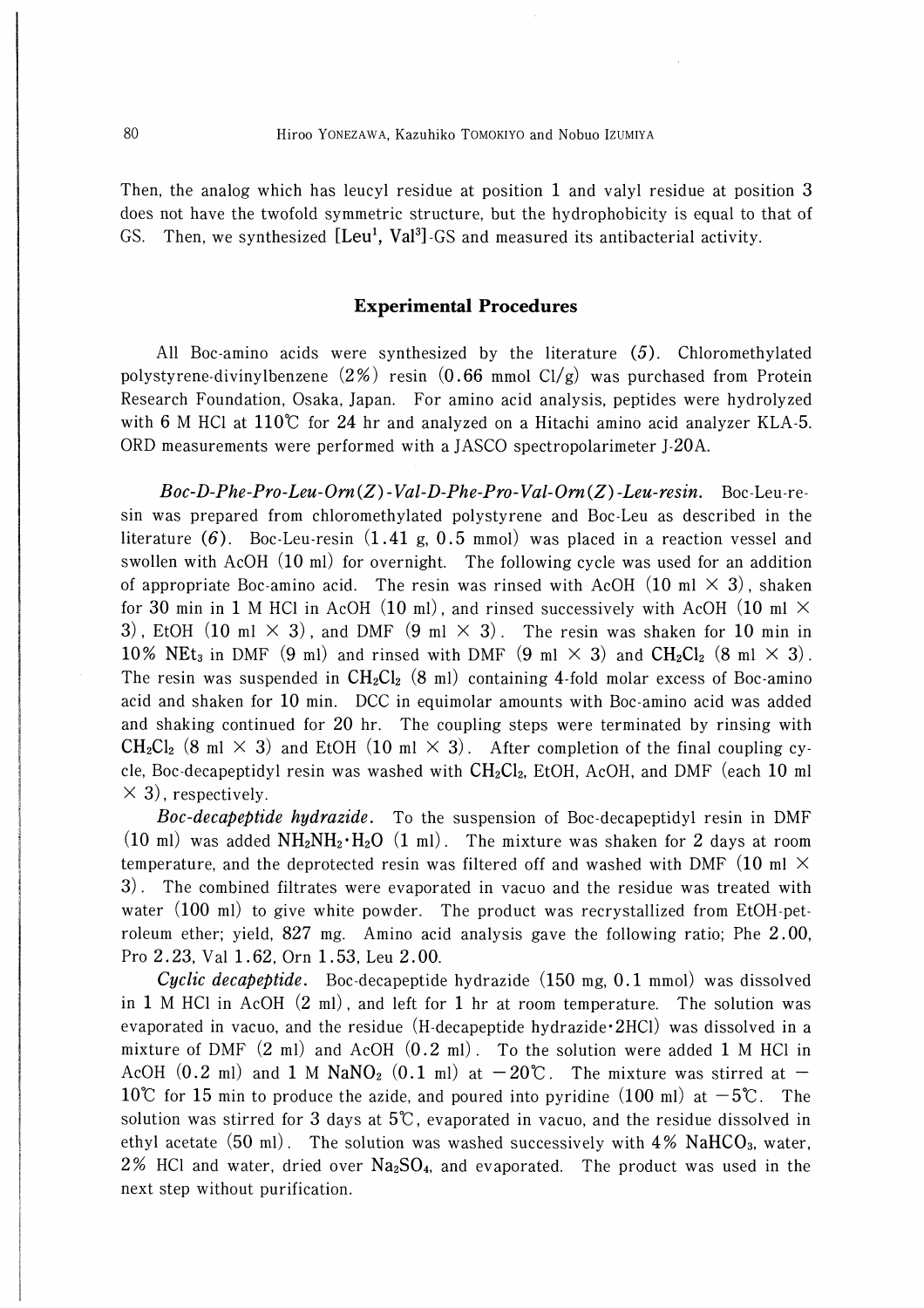Then, the analog which has leucyl residue at position 1 and valyl residue at position 3 does not have the twofold symmetric structure, but the hydrophobicity is equal to that of GS. Then, we synthesized [$Leu^1$, $Val^3$]-GS and measured its antibacterial activity.

## Experimental Procedures

All Boc-amino acids were synthesized by the literature (*5*). Chloromethylated polystyrene-divinylbenzene (2%) resin (0.66 mmol Cl/g) was purchased from Protein Research Foundation, Osaka, Japan. For amino acid analysis, peptides were hydrolyzed with 6 M HCl at 110℃ for 24 hr and analyzed on a Hitachi amino acid analyzer KLA-5. ORD measurements were performed with a JASCO spectropolarimeter J-20A.

***Boc-D-Phe-Pro-Leu-Orn(Z)-Val-D-Phe-Pro-Val-Orn(Z)-Leu-resin.*** Boc-Leu-resin was prepared from chloromethylated polystyrene and Boc-Leu as described in the literature (*6*). Boc-Leu-resin (1.41 g, 0.5 mmol) was placed in a reaction vessel and swollen with AcOH (10 ml) for overnight. The following cycle was used for an addition of appropriate Boc-amino acid. The resin was rinsed with AcOH (10 ml × 3), shaken for 30 min in 1 M HCl in AcOH (10 ml), and rinsed successively with AcOH (10 ml × 3), EtOH (10 ml × 3), and DMF (9 ml × 3). The resin was shaken for 10 min in 10% $NEt_3$ in DMF (9 ml) and rinsed with DMF (9 ml × 3) and $CH_2Cl_2$ (8 ml × 3). The resin was suspended in $CH_2Cl_2$ (8 ml) containing 4-fold molar excess of Boc-amino acid and shaken for 10 min. DCC in equimolar amounts with Boc-amino acid was added and shaking continued for 20 hr. The coupling steps were terminated by rinsing with $CH_2Cl_2$ (8 ml × 3) and EtOH (10 ml × 3). After completion of the final coupling cycle, Boc-decapeptidyl resin was washed with $CH_2Cl_2$, EtOH, AcOH, and DMF (each 10 ml × 3), respectively.

***Boc-decapeptide hydrazide.*** To the suspension of Boc-decapeptidyl resin in DMF (10 ml) was added $NH_2NH_2 \cdot H_2O$ (1 ml). The mixture was shaken for 2 days at room temperature, and the deprotected resin was filtered off and washed with DMF (10 ml × 3). The combined filtrates were evaporated in vacuo and the residue was treated with water (100 ml) to give white powder. The product was recrystallized from EtOH-petroleum ether; yield, 827 mg. Amino acid analysis gave the following ratio; Phe 2.00, Pro 2.23, Val 1.62, Orn 1.53, Leu 2.00.

***Cyclic decapeptide.*** Boc-decapeptide hydrazide (150 mg, 0.1 mmol) was dissolved in 1 M HCl in AcOH (2 ml), and left for 1 hr at room temperature. The solution was evaporated in vacuo, and the residue (H-decapeptide hydrazide·2HCl) was dissolved in a mixture of DMF (2 ml) and AcOH (0.2 ml). To the solution were added 1 M HCl in AcOH (0.2 ml) and 1 M $NaNO_2$ (0.1 ml) at −20℃. The mixture was stirred at −10℃ for 15 min to produce the azide, and poured into pyridine (100 ml) at −5℃. The solution was stirred for 3 days at 5℃, evaporated in vacuo, and the residue dissolved in ethyl acetate (50 ml). The solution was washed successively with 4% $NaHCO_3$, water, 2% HCl and water, dried over $Na_2SO_4$, and evaporated. The product was used in the next step without purification.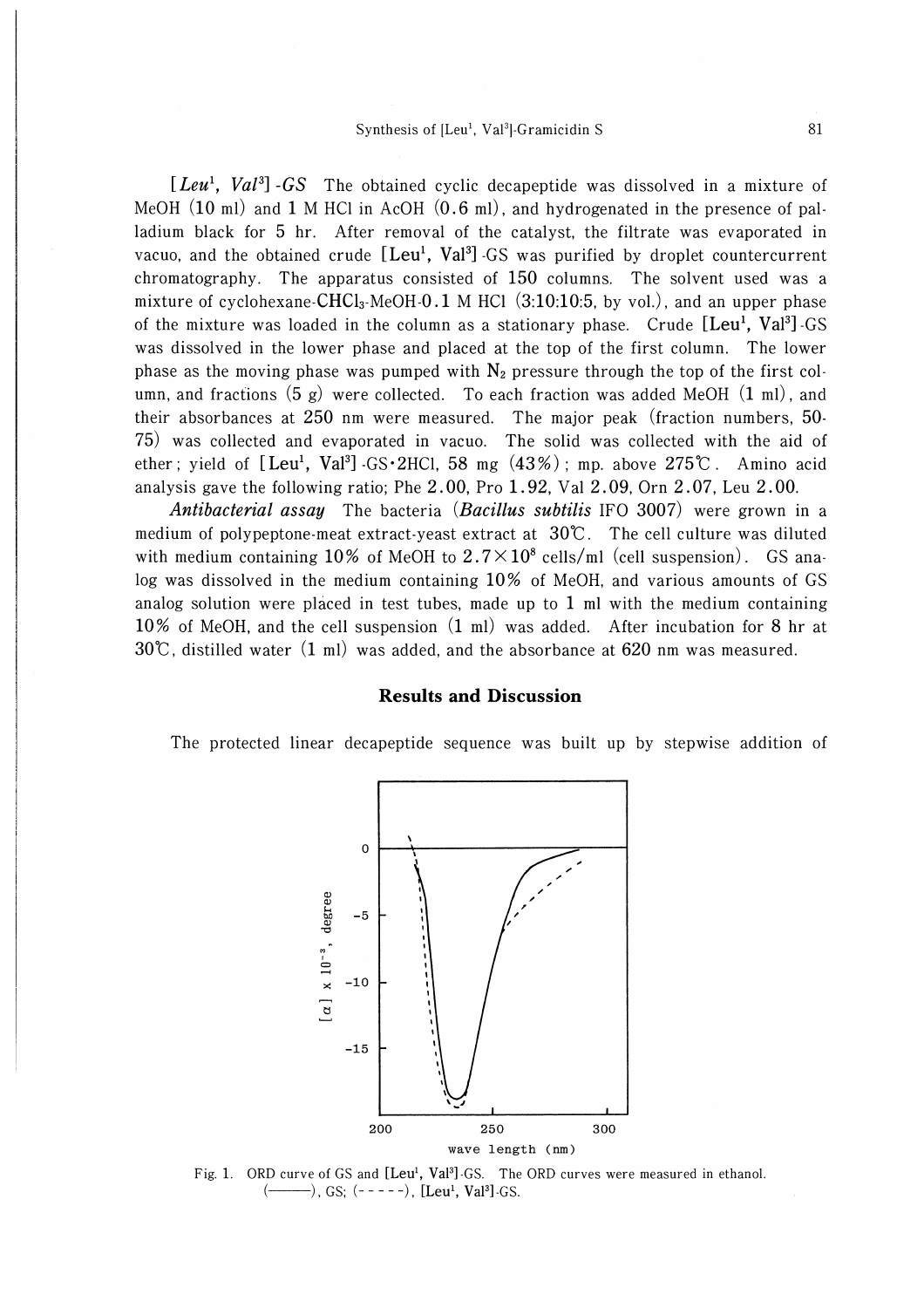*[Leu[1], Val[3]]-GS* The obtained cyclic decapeptide was dissolved in a mixture of MeOH (10 ml) and 1 M HCl in AcOH (0.6 ml), and hydrogenated in the presence of palladium black for 5 hr. After removal of the catalyst, the filtrate was evaporated in vacuo, and the obtained crude [Leu[1], Val[3]]-GS was purified by droplet countercurrent chromatography. The apparatus consisted of 150 columns. The solvent used was a mixture of cyclohexane-$CHCl_3$-MeOH-0.1 M HCl (3:10:10:5, by vol.), and an upper phase of the mixture was loaded in the column as a stationary phase. Crude [Leu[1], Val[3]]-GS was dissolved in the lower phase and placed at the top of the first column. The lower phase as the moving phase was pumped with $N_2$ pressure through the top of the first column, and fractions (5 g) were collected. To each fraction was added MeOH (1 ml), and their absorbances at 250 nm were measured. The major peak (fraction numbers, 50-75) was collected and evaporated in vacuo. The solid was collected with the aid of ether; yield of [Leu[1], Val[3]]-GS·2HCl, 58 mg (43%); mp. above 275℃. Amino acid analysis gave the following ratio; Phe 2.00, Pro 1.92, Val 2.09, Orn 2.07, Leu 2.00.

***Antibacterial assay*** The bacteria (*Bacillus subtilis* IFO 3007) were grown in a medium of polypeptone-meat extract-yeast extract at 30℃. The cell culture was diluted with medium containing 10% of MeOH to $2.7 \times 10^8$ cells/ml (cell suspension). GS analog was dissolved in the medium containing 10% of MeOH, and various amounts of GS analog solution were placed in test tubes, made up to 1 ml with the medium containing 10% of MeOH, and the cell suspension (1 ml) was added. After incubation for 8 hr at 30℃, distilled water (1 ml) was added, and the absorbance at 620 nm was measured.

## Results and Discussion

The protected linear decapeptide sequence was built up by stepwise addition of

Fig. 1. ORD curve of GS and [Leu[1], Val[3]]-GS. The ORD curves were measured in ethanol. (———), GS; (- - - - -), [Leu[1], Val[3]]-GS.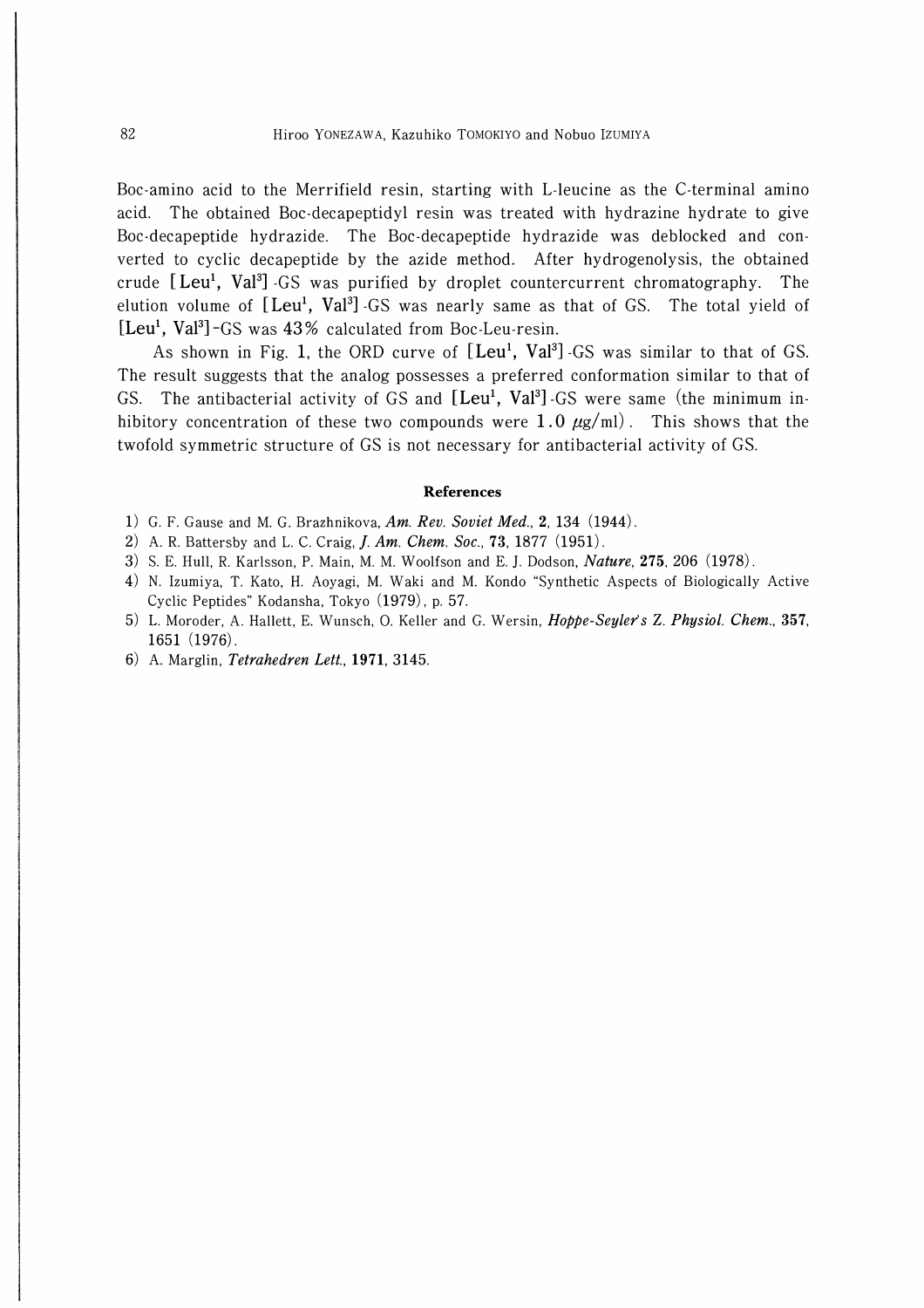Boc-amino acid to the Merrifield resin, starting with L-leucine as the C-terminal amino acid. The obtained Boc-decapeptidyl resin was treated with hydrazine hydrate to give Boc-decapeptide hydrazide. The Boc-decapeptide hydrazide was deblocked and converted to cyclic decapeptide by the azide method. After hydrogenolysis, the obtained crude [Leu[1], Val[3]]-GS was purified by droplet countercurrent chromatography. The elution volume of [Leu[1], Val[3]]-GS was nearly same as that of GS. The total yield of [Leu[1], Val[3]]-GS was 43% calculated from Boc-Leu-resin.

As shown in Fig. 1, the ORD curve of [Leu[1], Val[3]]-GS was similar to that of GS. The result suggests that the analog possesses a preferred conformation similar to that of GS. The antibacterial activity of GS and [Leu[1], Val[3]]-GS were same (the minimum inhibitory concentration of these two compounds were 1.0 $\mu$g/ml). This shows that the twofold symmetric structure of GS is not necessary for antibacterial activity of GS.

### References

1) G. F. Gause and M. G. Brazhnikova, *Am. Rev. Soviet Med.*, **2**, 134 (1944).
2) A. R. Battersby and L. C. Craig, *J. Am. Chem. Soc.*, **73**, 1877 (1951).
3) S. E. Hull, R. Karlsson, P. Main, M. M. Woolfson and E. J. Dodson, *Nature*, **275**, 206 (1978).
4) N. Izumiya, T. Kato, H. Aoyagi, M. Waki and M. Kondo "Synthetic Aspects of Biologically Active Cyclic Peptides" Kodansha, Tokyo (1979), p. 57.
5) L. Moroder, A. Hallett, E. Wunsch, O. Keller and G. Wersin, *Hoppe-Seyler's Z. Physiol. Chem.*, **357**, 1651 (1976).
6) A. Marglin, *Tetrahedren Lett.*, **1971**, 3145.